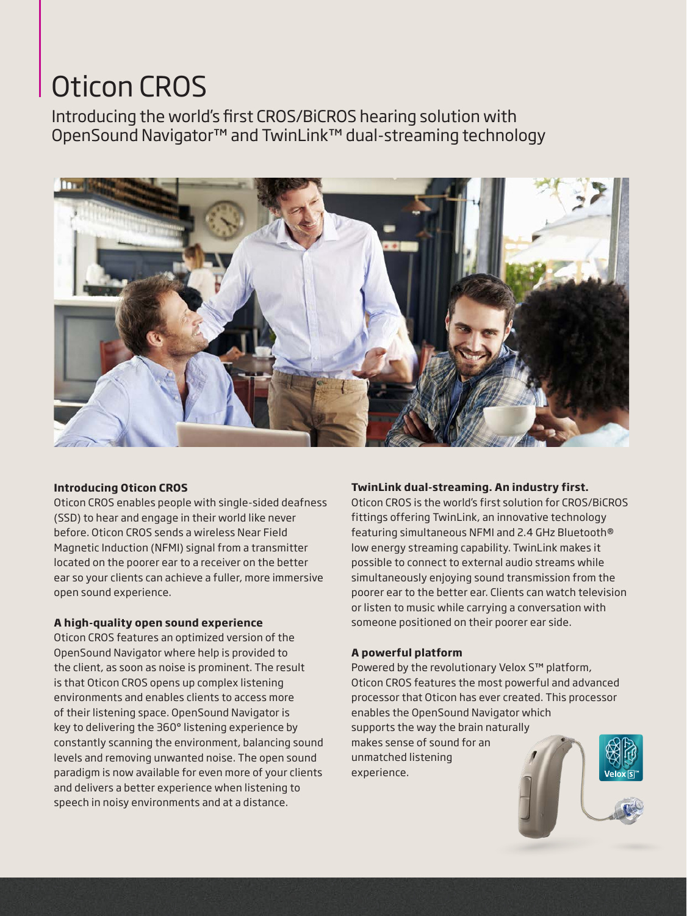# Oticon CROS

Introducing the world's first CROS/BiCROS hearing solution with OpenSound Navigator™ and TwinLink™ dual-streaming technology

**Introducing Oticon CROS**

Oticon CROS enables people with single-sided deafness (SSD) to hear and engage in their world like never before. Oticon CROS sends a wireless Near Field Magnetic Induction (NFMI) signal from a transmitter located on the poorer ear to a receiver on the better ear so your clients can achieve a fuller, more immersive open sound experience.

**A high-quality open sound experience**

Oticon CROS features an optimized version of the OpenSound Navigator where help is provided to the client, as soon as noise is prominent. The result is that Oticon CROS opens up complex listening environments and enables clients to access more of their listening space. OpenSound Navigator is key to delivering the 360° listening experience by constantly scanning the environment, balancing sound levels and removing unwanted noise. The open sound paradigm is now available for even more of your clients and delivers a better experience when listening to speech in noisy environments and at a distance.

**TwinLink dual-streaming. An industry first.**

Oticon CROS is the world's first solution for CROS/BiCROS fittings offering TwinLink, an innovative technology featuring simultaneous NFMI and 2.4 GHz Bluetooth® low energy streaming capability. TwinLink makes it possible to connect to external audio streams while simultaneously enjoying sound transmission from the poorer ear to the better ear. Clients can watch television or listen to music while carrying a conversation with someone positioned on their poorer ear side.

**A powerful platform**

Powered by the revolutionary Velox S™ platform, Oticon CROS features the most powerful and advanced processor that Oticon has ever created. This processor enables the OpenSound Navigator which supports the way the brain naturally makes sense of sound for an unmatched listening experience.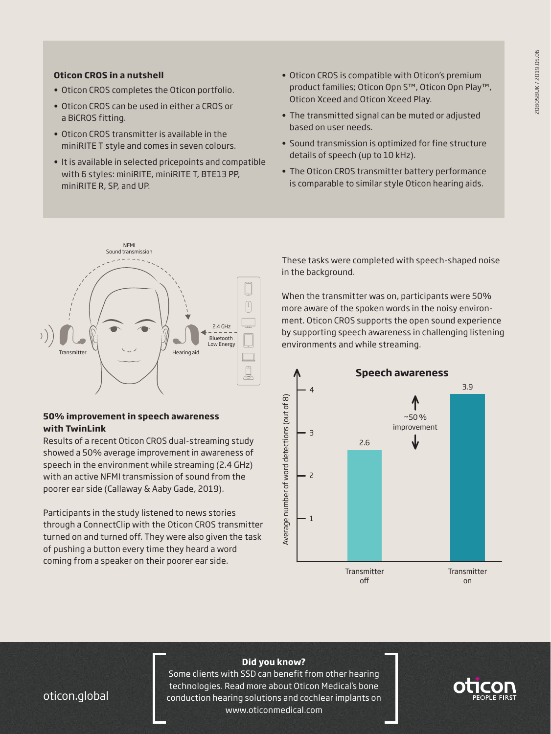### Oticon CROS in a nutshell

- Oticon CROS completes the Oticon portfolio.
- Oticon CROS can be used in either a CROS or a BiCROS fitting.
- Oticon CROS transmitter is available in the miniRITE T style and comes in seven colours.
- It is available in selected pricepoints and compatible with 6 styles: miniRITE, miniRITE T, BTE13 PP, miniRITE R, SP, and UP.
- Oticon CROS is compatible with Oticon's premium product families; Oticon Opn S™, Oticon Opn Play™, Oticon Xceed and Oticon Xceed Play.
- The transmitted signal can be muted or adjusted based on user needs.
- Sound transmission is optimized for fine structure details of speech (up to 10 kHz).
- The Oticon CROS transmitter battery performance is comparable to similar style Oticon hearing aids.

NFMI
Sound transmission
Transmitter
Hearing aid
2.4 GHz
Bluetooth
Low Energy

### 50% improvement in speech awareness with TwinLink

Results of a recent Oticon CROS dual-streaming study showed a 50% average improvement in awareness of speech in the environment while streaming (2.4 GHz) with an active NFMI transmission of sound from the poorer ear side (Callaway & Aaby Gade, 2019).

Participants in the study listened to news stories through a ConnectClip with the Oticon CROS transmitter turned on and turned off. They were also given the task of pushing a button every time they heard a word coming from a speaker on their poorer ear side.

These tasks were completed with speech-shaped noise in the background.

When the transmitter was on, participants were 50% more aware of the spoken words in the noisy environment. Oticon CROS supports the open sound experience by supporting speech awareness in challenging listening environments and while streaming.

**Speech awareness**

Average number of word detections (out of 8)
1
2
3
4
2.6
3.9
~50 %
improvement
Transmitter off
Transmitter on

oticon.global

**Did you know?**
Some clients with SSD can benefit from other hearing technologies. Read more about Oticon Medical's bone conduction hearing solutions and cochlear implants on www.oticonmedical.com

oticon
PEOPLE FIRST